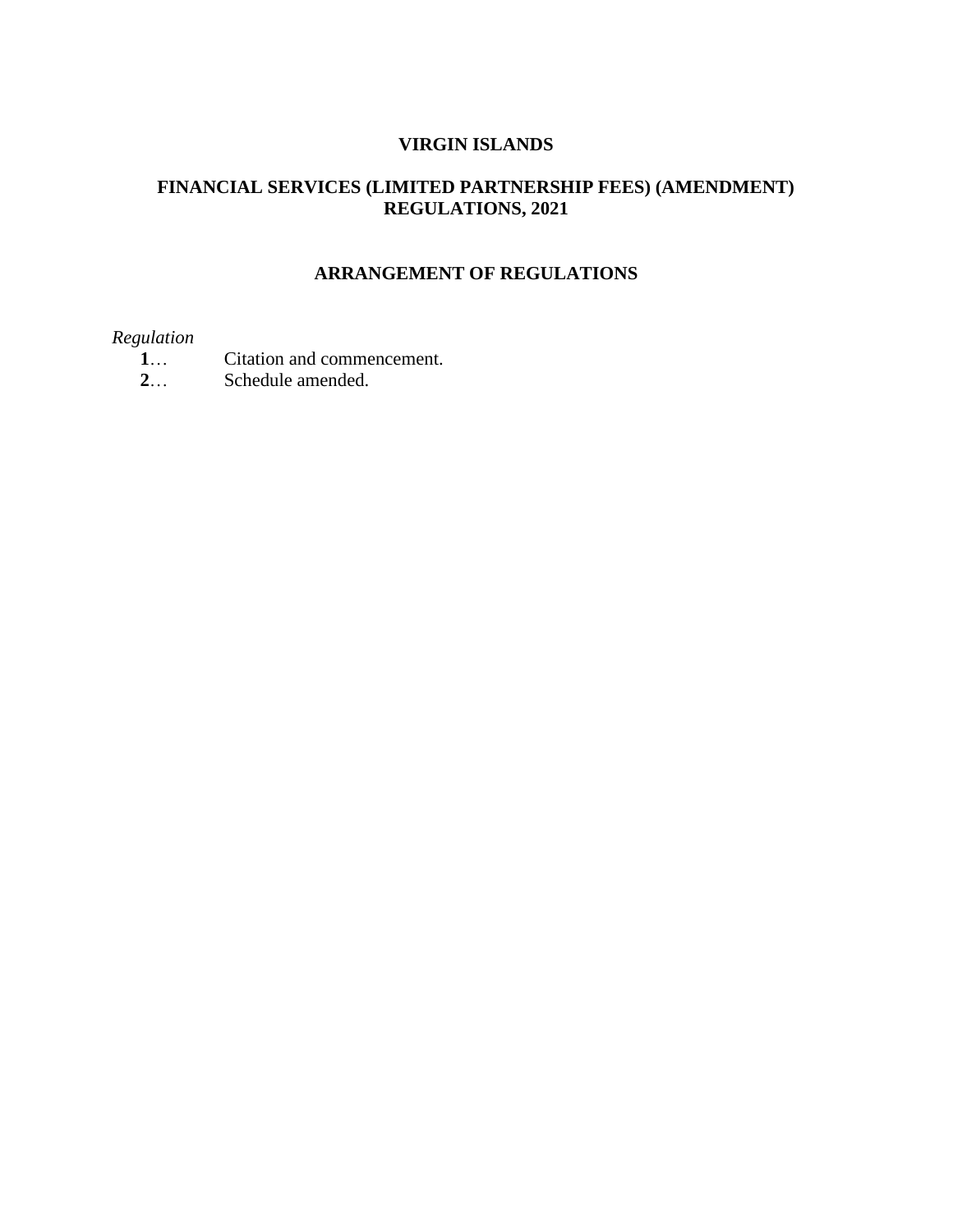# VIRGIN ISLANDS

## FINANCIAL SERVICES (LIMITED PARTNERSHIP FEES) (AMENDMENT) REGULATIONS, 2021

### ARRANGEMENT OF REGULATIONS

*Regulation*

**1**… Citation and commencement.

**2**… Schedule amended.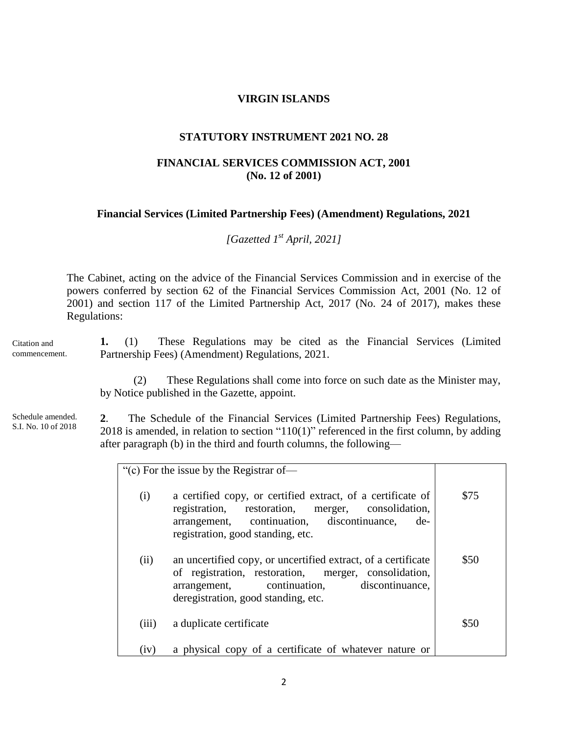**VIRGIN ISLANDS**

**STATUTORY INSTRUMENT 2021 NO. 28**

**FINANCIAL SERVICES COMMISSION ACT, 2001**
**(No. 12 of 2001)**

**Financial Services (Limited Partnership Fees) (Amendment) Regulations, 2021**

*[Gazetted 1st April, 2021]*

The Cabinet, acting on the advice of the Financial Services Commission and in exercise of the powers conferred by section 62 of the Financial Services Commission Act, 2001 (No. 12 of 2001) and section 117 of the Limited Partnership Act, 2017 (No. 24 of 2017), makes these Regulations:

Citation and commencement.

**1.** (1) These Regulations may be cited as the Financial Services (Limited Partnership Fees) (Amendment) Regulations, 2021.

(2) These Regulations shall come into force on such date as the Minister may, by Notice published in the Gazette, appoint.

Schedule amended. S.I. No. 10 of 2018

**2**. The Schedule of the Financial Services (Limited Partnership Fees) Regulations, 2018 is amended, in relation to section "110(1)" referenced in the first column, by adding after paragraph (b) in the third and fourth columns, the following—

| "(c) For the issue by the Registrar of— | |
|---|---|
| (i) a certified copy, or certified extract, of a certificate of registration, restoration, merger, consolidation, arrangement, continuation, discontinuance, de-registration, good standing, etc. | \$75 |
| (ii) an uncertified copy, or uncertified extract, of a certificate of registration, restoration, merger, consolidation, arrangement, continuation, discontinuance, deregistration, good standing, etc. | \$50 |
| (iii) a duplicate certificate | \$50 |
| (iv) a physical copy of a certificate of whatever nature or | |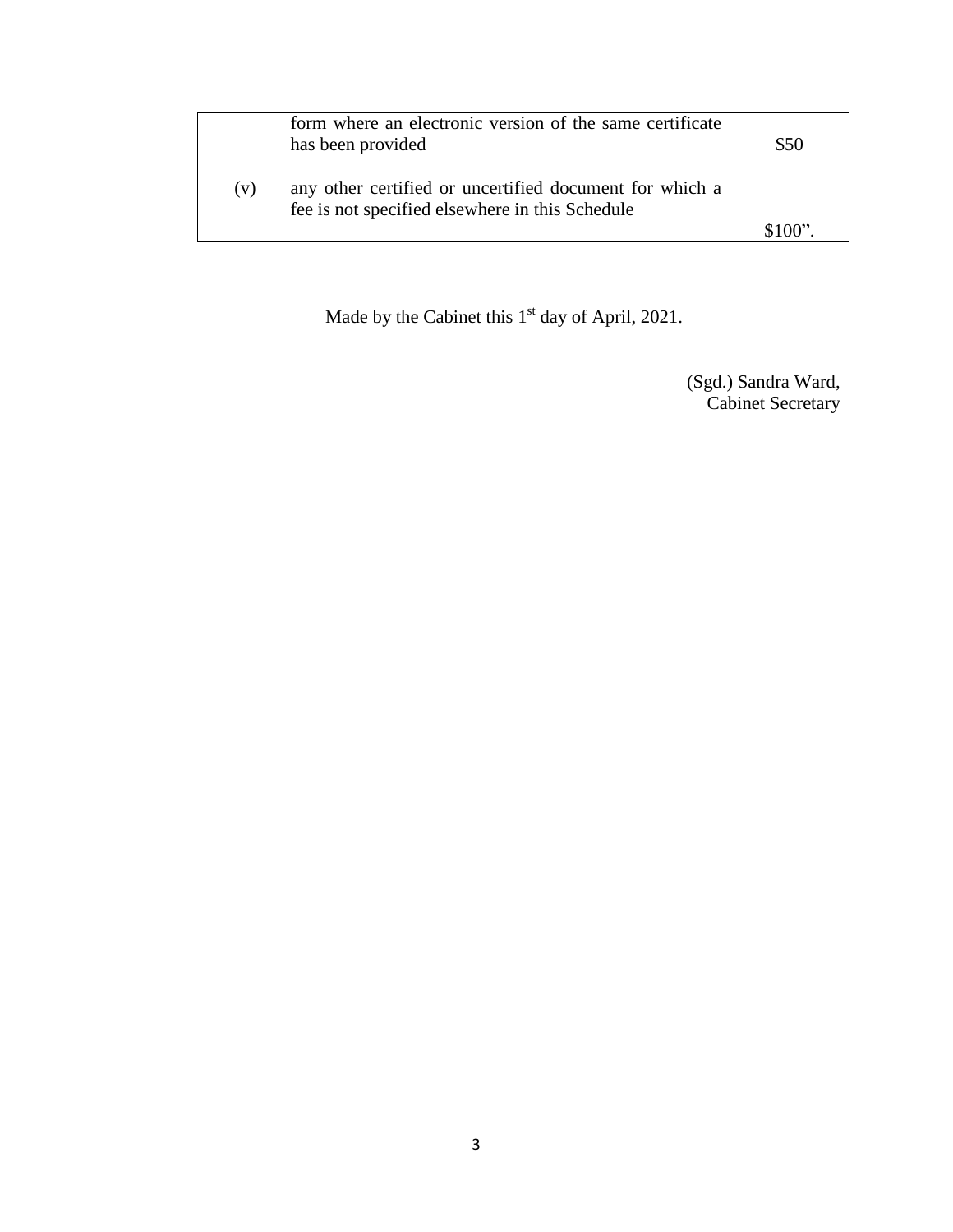| | | |
|---|---|---|
| | form where an electronic version of the same certificate has been provided | $50 |
| (v) | any other certified or uncertified document for which a fee is not specified elsewhere in this Schedule | $100". |

Made by the Cabinet this 1st day of April, 2021.

(Sgd.) Sandra Ward,
Cabinet Secretary